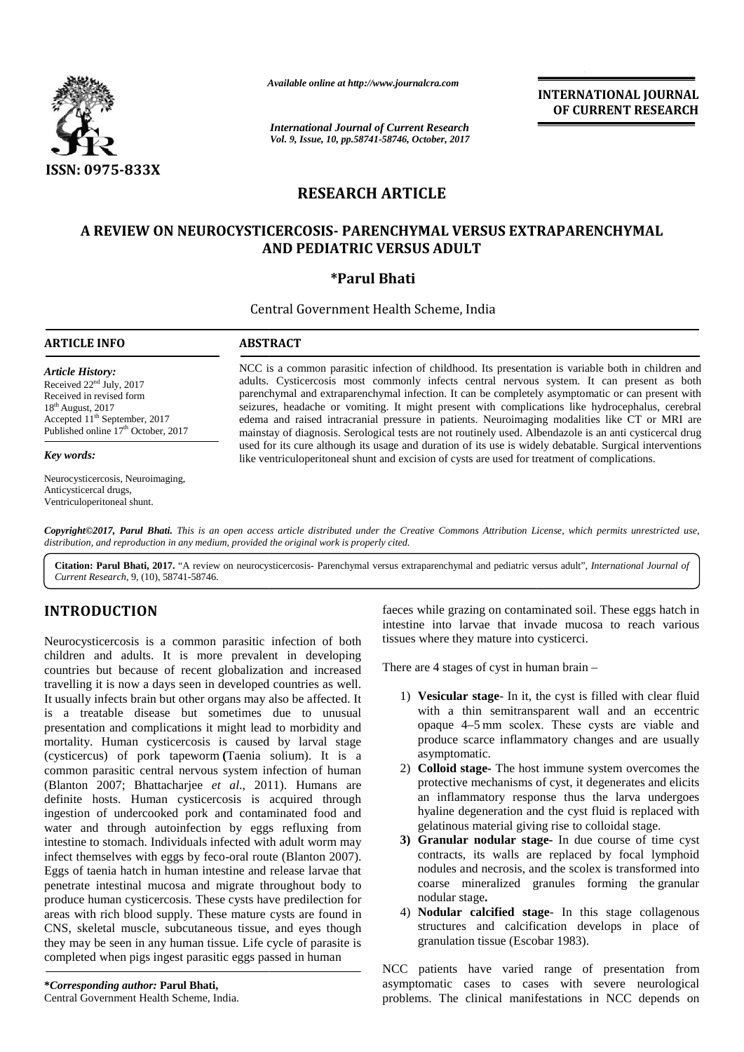**INTERNATIONAL JOURNAL OF CURRENT RESEARCH**

ISSN: 0975-833X

*Available online at http://www.journalcra.com*

*International Journal of Current Research Vol. 9, Issue, 10, pp.58741-58746, October, 2017*

## RESEARCH ARTICLE

# A REVIEW ON NEUROCYSTICERCOSIS- PARENCHYMAL VERSUS EXTRAPARENCHYMAL AND PEDIATRIC VERSUS ADULT

**\*Parul Bhati**

Central Government Health Scheme, India

### ARTICLE INFO

*Article History:*
Received 22[nd] July, 2017
Received in revised form 18[th] August, 2017
Accepted 11[th] September, 2017
Published online 17[th] October, 2017

*Key words:*
Neurocysticercosis, Neuroimaging, Anticysticercal drugs, Ventriculoperitoneal shunt.

### ABSTRACT

NCC is a common parasitic infection of childhood. Its presentation is variable both in children and adults. Cysticercosis most commonly infects central nervous system. It can present as both parenchymal and extraparenchymal infection. It can be completely asymptomatic or can present with seizures, headache or vomiting. It might present with complications like hydrocephalus, cerebral edema and raised intracranial pressure in patients. Neuroimaging modalities like CT or MRI are mainstay of diagnosis. Serological tests are not routinely used. Albendazole is an anti cysticercal drug used for its cure although its usage and duration of its use is widely debatable. Surgical interventions like ventriculoperitoneal shunt and excision of cysts are used for treatment of complications.

*Copyright©2017, Parul Bhati. This is an open access article distributed under the Creative Commons Attribution License, which permits unrestricted use, distribution, and reproduction in any medium, provided the original work is properly cited.*

**Citation: Parul Bhati, 2017.** "A review on neurocysticercosis- Parenchymal versus extraparenchymal and pediatric versus adult", *International Journal of Current Research*, 9, (10), 58741-58746.

## INTRODUCTION

Neurocysticercosis is a common parasitic infection of both children and adults. It is more prevalent in developing countries but because of recent globalization and increased travelling it is now a days seen in developed countries as well. It usually infects brain but other organs may also be affected. It is a treatable disease but sometimes due to unusual presentation and complications it might lead to morbidity and mortality. Human cysticercosis is caused by larval stage (cysticercus) of pork tapeworm **(**Taenia solium). It is a common parasitic central nervous system infection of human (Blanton 2007; Bhattacharjee *et al*., 2011). Humans are definite hosts. Human cysticercosis is acquired through ingestion of undercooked pork and contaminated food and water and through autoinfection by eggs refluxing from intestine to stomach. Individuals infected with adult worm may infect themselves with eggs by feco-oral route (Blanton 2007). Eggs of taenia hatch in human intestine and release larvae that penetrate intestinal mucosa and migrate throughout body to produce human cysticercosis. These cysts have predilection for areas with rich blood supply. These mature cysts are found in CNS, skeletal muscle, subcutaneous tissue, and eyes though they may be seen in any human tissue. Life cycle of parasite is completed when pigs ingest parasitic eggs passed in human faeces while grazing on contaminated soil. These eggs hatch in intestine into larvae that invade mucosa to reach various tissues where they mature into cysticerci.

There are 4 stages of cyst in human brain –

1) **Vesicular stage**- In it, the cyst is filled with clear fluid with a thin semitransparent wall and an eccentric opaque 4–5 mm scolex. These cysts are viable and produce scarce inflammatory changes and are usually asymptomatic.
2) **Colloid stage-** The host immune system overcomes the protective mechanisms of cyst, it degenerates and elicits an inflammatory response thus the larva undergoes hyaline degeneration and the cyst fluid is replaced with gelatinous material giving rise to colloidal stage.
3) **Granular nodular stage-** In due course of time cyst contracts, its walls are replaced by focal lymphoid nodules and necrosis, and the scolex is transformed into coarse mineralized granules forming the granular nodular stage**.**
4) **Nodular calcified stage**- In this stage collagenous structures and calcification develops in place of granulation tissue (Escobar 1983).

NCC patients have varied range of presentation from asymptomatic cases to cases with severe neurological problems. The clinical manifestations in NCC depends on

**\*Corresponding author: Parul Bhati,**
Central Government Health Scheme, India.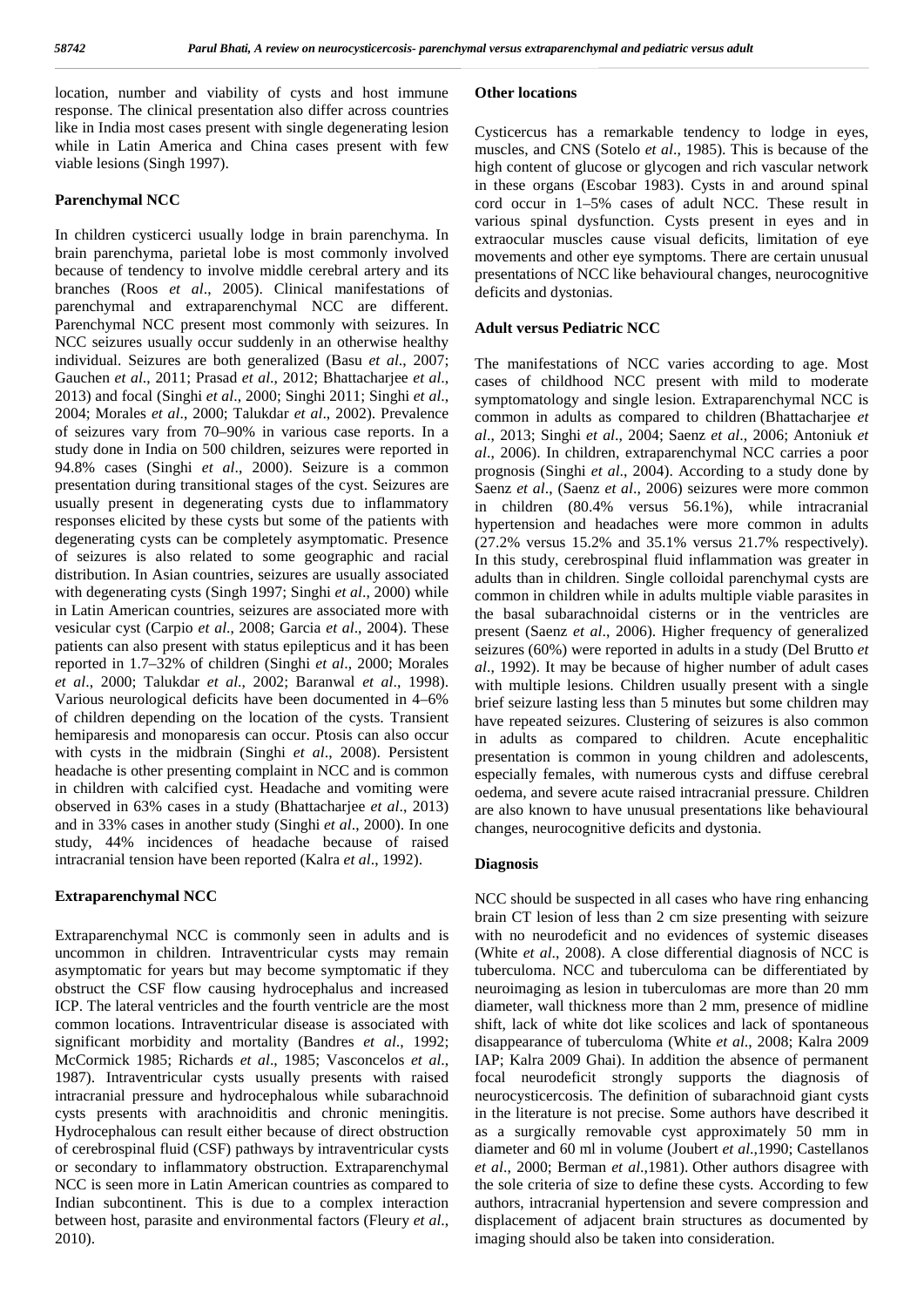location, number and viability of cysts and host immune response. The clinical presentation also differ across countries like in India most cases present with single degenerating lesion while in Latin America and China cases present with few viable lesions (Singh 1997).

## Parenchymal NCC

In children cysticerci usually lodge in brain parenchyma. In brain parenchyma, parietal lobe is most commonly involved because of tendency to involve middle cerebral artery and its branches (Roos *et al*., 2005). Clinical manifestations of parenchymal and extraparenchymal NCC are different. Parenchymal NCC present most commonly with seizures. In NCC seizures usually occur suddenly in an otherwise healthy individual. Seizures are both generalized (Basu *et al*., 2007; Gauchen *et al*., 2011; Prasad *et al*., 2012; Bhattacharjee *et al*., 2013) and focal (Singhi *et al*., 2000; Singhi 2011; Singhi *et al*., 2004; Morales *et al*., 2000; Talukdar *et al*., 2002). Prevalence of seizures vary from 70–90% in various case reports. In a study done in India on 500 children, seizures were reported in 94.8% cases (Singhi *et al*., 2000). Seizure is a common presentation during transitional stages of the cyst. Seizures are usually present in degenerating cysts due to inflammatory responses elicited by these cysts but some of the patients with degenerating cysts can be completely asymptomatic. Presence of seizures is also related to some geographic and racial distribution. In Asian countries, seizures are usually associated with degenerating cysts (Singh 1997; Singhi *et al*., 2000) while in Latin American countries, seizures are associated more with vesicular cyst (Carpio *et al*., 2008; Garcia *et al*., 2004). These patients can also present with status epilepticus and it has been reported in 1.7–32% of children (Singhi *et al*., 2000; Morales *et al*., 2000; Talukdar *et al*., 2002; Baranwal *et al*., 1998). Various neurological deficits have been documented in 4–6% of children depending on the location of the cysts. Transient hemiparesis and monoparesis can occur. Ptosis can also occur with cysts in the midbrain (Singhi *et al*., 2008). Persistent headache is other presenting complaint in NCC and is common in children with calcified cyst. Headache and vomiting were observed in 63% cases in a study (Bhattacharjee *et al*., 2013) and in 33% cases in another study (Singhi *et al*., 2000). In one study, 44% incidences of headache because of raised intracranial tension have been reported (Kalra *et al*., 1992).

## Extraparenchymal NCC

Extraparenchymal NCC is commonly seen in adults and is uncommon in children. Intraventricular cysts may remain asymptomatic for years but may become symptomatic if they obstruct the CSF flow causing hydrocephalus and increased ICP. The lateral ventricles and the fourth ventricle are the most common locations. Intraventricular disease is associated with significant morbidity and mortality (Bandres *et al*., 1992; McCormick 1985; Richards *et al*., 1985; Vasconcelos *et al*., 1987). Intraventricular cysts usually presents with raised intracranial pressure and hydrocephalous while subarachnoid cysts presents with arachnoiditis and chronic meningitis. Hydrocephalous can result either because of direct obstruction of cerebrospinal fluid (CSF) pathways by intraventricular cysts or secondary to inflammatory obstruction. Extraparenchymal NCC is seen more in Latin American countries as compared to Indian subcontinent. This is due to a complex interaction between host, parasite and environmental factors (Fleury *et al*., 2010).

## Other locations

Cysticercus has a remarkable tendency to lodge in eyes, muscles, and CNS (Sotelo *et al*., 1985). This is because of the high content of glucose or glycogen and rich vascular network in these organs (Escobar 1983). Cysts in and around spinal cord occur in 1–5% cases of adult NCC. These result in various spinal dysfunction. Cysts present in eyes and in extraocular muscles cause visual deficits, limitation of eye movements and other eye symptoms. There are certain unusual presentations of NCC like behavioural changes, neurocognitive deficits and dystonias.

## Adult versus Pediatric NCC

The manifestations of NCC varies according to age. Most cases of childhood NCC present with mild to moderate symptomatology and single lesion. Extraparenchymal NCC is common in adults as compared to children (Bhattacharjee *et al*., 2013; Singhi *et al*., 2004; Saenz *et al*., 2006; Antoniuk *et al*., 2006). In children, extraparenchymal NCC carries a poor prognosis (Singhi *et al*., 2004). According to a study done by Saenz *et al*., (Saenz *et al*., 2006) seizures were more common in children (80.4% versus 56.1%), while intracranial hypertension and headaches were more common in adults (27.2% versus 15.2% and 35.1% versus 21.7% respectively). In this study, cerebrospinal fluid inflammation was greater in adults than in children. Single colloidal parenchymal cysts are common in children while in adults multiple viable parasites in the basal subarachnoidal cisterns or in the ventricles are present (Saenz *et al*., 2006). Higher frequency of generalized seizures (60%) were reported in adults in a study (Del Brutto *et al*., 1992). It may be because of higher number of adult cases with multiple lesions. Children usually present with a single brief seizure lasting less than 5 minutes but some children may have repeated seizures. Clustering of seizures is also common in adults as compared to children. Acute encephalitic presentation is common in young children and adolescents, especially females, with numerous cysts and diffuse cerebral oedema, and severe acute raised intracranial pressure. Children are also known to have unusual presentations like behavioural changes, neurocognitive deficits and dystonia.

## Diagnosis

NCC should be suspected in all cases who have ring enhancing brain CT lesion of less than 2 cm size presenting with seizure with no neurodeficit and no evidences of systemic diseases (White *et al*., 2008). A close differential diagnosis of NCC is tuberculoma. NCC and tuberculoma can be differentiated by neuroimaging as lesion in tuberculomas are more than 20 mm diameter, wall thickness more than 2 mm, presence of midline shift, lack of white dot like scolices and lack of spontaneous disappearance of tuberculoma (White *et al*., 2008; Kalra 2009 IAP; Kalra 2009 Ghai). In addition the absence of permanent focal neurodeficit strongly supports the diagnosis of neurocysticercosis. The definition of subarachnoid giant cysts in the literature is not precise. Some authors have described it as a surgically removable cyst approximately 50 mm in diameter and 60 ml in volume (Joubert *et al*.,1990; Castellanos *et al*., 2000; Berman *et al*.,1981). Other authors disagree with the sole criteria of size to define these cysts. According to few authors, intracranial hypertension and severe compression and displacement of adjacent brain structures as documented by imaging should also be taken into consideration.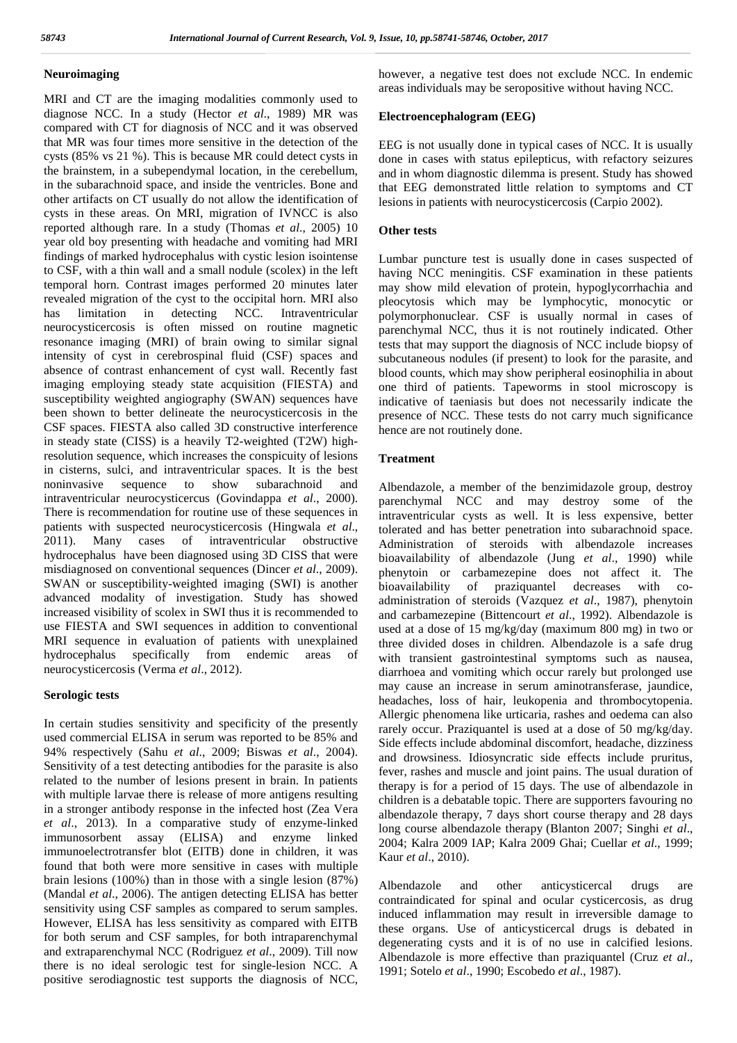## Neuroimaging

MRI and CT are the imaging modalities commonly used to diagnose NCC. In a study (Hector *et al*., 1989) MR was compared with CT for diagnosis of NCC and it was observed that MR was four times more sensitive in the detection of the cysts (85% vs 21 %). This is because MR could detect cysts in the brainstem, in a subependymal location, in the cerebellum, in the subarachnoid space, and inside the ventricles. Bone and other artifacts on CT usually do not allow the identification of cysts in these areas. On MRI, migration of IVNCC is also reported although rare. In a study (Thomas *et al*., 2005) 10 year old boy presenting with headache and vomiting had MRI findings of marked hydrocephalus with cystic lesion isointense to CSF, with a thin wall and a small nodule (scolex) in the left temporal horn. Contrast images performed 20 minutes later revealed migration of the cyst to the occipital horn. MRI also has limitation in detecting NCC. Intraventricular neurocysticercosis is often missed on routine magnetic resonance imaging (MRI) of brain owing to similar signal intensity of cyst in cerebrospinal fluid (CSF) spaces and absence of contrast enhancement of cyst wall. Recently fast imaging employing steady state acquisition (FIESTA) and susceptibility weighted angiography (SWAN) sequences have been shown to better delineate the neurocysticercosis in the CSF spaces. FIESTA also called 3D constructive interference in steady state (CISS) is a heavily T2-weighted (T2W) high-resolution sequence, which increases the conspicuity of lesions in cisterns, sulci, and intraventricular spaces. It is the best noninvasive sequence to show subarachnoid and intraventricular neurocysticercus (Govindappa *et al*., 2000). There is recommendation for routine use of these sequences in patients with suspected neurocysticercosis (Hingwala *et al*., 2011). Many cases of intraventricular obstructive hydrocephalus have been diagnosed using 3D CISS that were misdiagnosed on conventional sequences (Dincer *et al*., 2009). SWAN or susceptibility-weighted imaging (SWI) is another advanced modality of investigation. Study has showed increased visibility of scolex in SWI thus it is recommended to use FIESTA and SWI sequences in addition to conventional MRI sequence in evaluation of patients with unexplained hydrocephalus specifically from endemic areas of neurocysticercosis (Verma *et al*., 2012).

## Serologic tests

In certain studies sensitivity and specificity of the presently used commercial ELISA in serum was reported to be 85% and 94% respectively (Sahu *et al*., 2009; Biswas *et al*., 2004). Sensitivity of a test detecting antibodies for the parasite is also related to the number of lesions present in brain. In patients with multiple larvae there is release of more antigens resulting in a stronger antibody response in the infected host (Zea Vera *et al*., 2013). In a comparative study of enzyme-linked immunosorbent assay (ELISA) and enzyme linked immunoelectrotransfer blot (EITB) done in children, it was found that both were more sensitive in cases with multiple brain lesions (100%) than in those with a single lesion (87%) (Mandal *et al*., 2006). The antigen detecting ELISA has better sensitivity using CSF samples as compared to serum samples. However, ELISA has less sensitivity as compared with EITB for both serum and CSF samples, for both intraparenchymal and extraparenchymal NCC (Rodriguez *et al*., 2009). Till now there is no ideal serologic test for single-lesion NCC. A positive serodiagnostic test supports the diagnosis of NCC, however, a negative test does not exclude NCC. In endemic areas individuals may be seropositive without having NCC.

## Electroencephalogram (EEG)

EEG is not usually done in typical cases of NCC. It is usually done in cases with status epilepticus, with refractory seizures and in whom diagnostic dilemma is present. Study has showed that EEG demonstrated little relation to symptoms and CT lesions in patients with neurocysticercosis (Carpio 2002).

## Other tests

Lumbar puncture test is usually done in cases suspected of having NCC meningitis. CSF examination in these patients may show mild elevation of protein, hypoglycorrhachia and pleocytosis which may be lymphocytic, monocytic or polymorphonuclear. CSF is usually normal in cases of parenchymal NCC, thus it is not routinely indicated. Other tests that may support the diagnosis of NCC include biopsy of subcutaneous nodules (if present) to look for the parasite, and blood counts, which may show peripheral eosinophilia in about one third of patients. Tapeworms in stool microscopy is indicative of taeniasis but does not necessarily indicate the presence of NCC. These tests do not carry much significance hence are not routinely done.

## Treatment

Albendazole, a member of the benzimidazole group, destroy parenchymal NCC and may destroy some of the intraventricular cysts as well. It is less expensive, better tolerated and has better penetration into subarachnoid space. Administration of steroids with albendazole increases bioavailability of albendazole (Jung *et al*., 1990) while phenytoin or carbamezepine does not affect it. The bioavailability of praziquantel decreases with co-administration of steroids (Vazquez *et al*., 1987), phenytoin and carbamezepine (Bittencourt *et al*., 1992). Albendazole is used at a dose of 15 mg/kg/day (maximum 800 mg) in two or three divided doses in children. Albendazole is a safe drug with transient gastrointestinal symptoms such as nausea, diarrhoea and vomiting which occur rarely but prolonged use may cause an increase in serum aminotransferase, jaundice, headaches, loss of hair, leukopenia and thrombocytopenia. Allergic phenomena like urticaria, rashes and oedema can also rarely occur. Praziquantel is used at a dose of 50 mg/kg/day. Side effects include abdominal discomfort, headache, dizziness and drowsiness. Idiosyncratic side effects include pruritus, fever, rashes and muscle and joint pains. The usual duration of therapy is for a period of 15 days. The use of albendazole in children is a debatable topic. There are supporters favouring no albendazole therapy, 7 days short course therapy and 28 days long course albendazole therapy (Blanton 2007; Singhi *et al*., 2004; Kalra 2009 IAP; Kalra 2009 Ghai; Cuellar *et al*., 1999; Kaur *et al*., 2010).

Albendazole and other anticysticercal drugs are contraindicated for spinal and ocular cysticercosis, as drug induced inflammation may result in irreversible damage to these organs. Use of anticysticercal drugs is debated in degenerating cysts and it is of no use in calcified lesions. Albendazole is more effective than praziquantel (Cruz *et al*., 1991; Sotelo *et al*., 1990; Escobedo *et al*., 1987).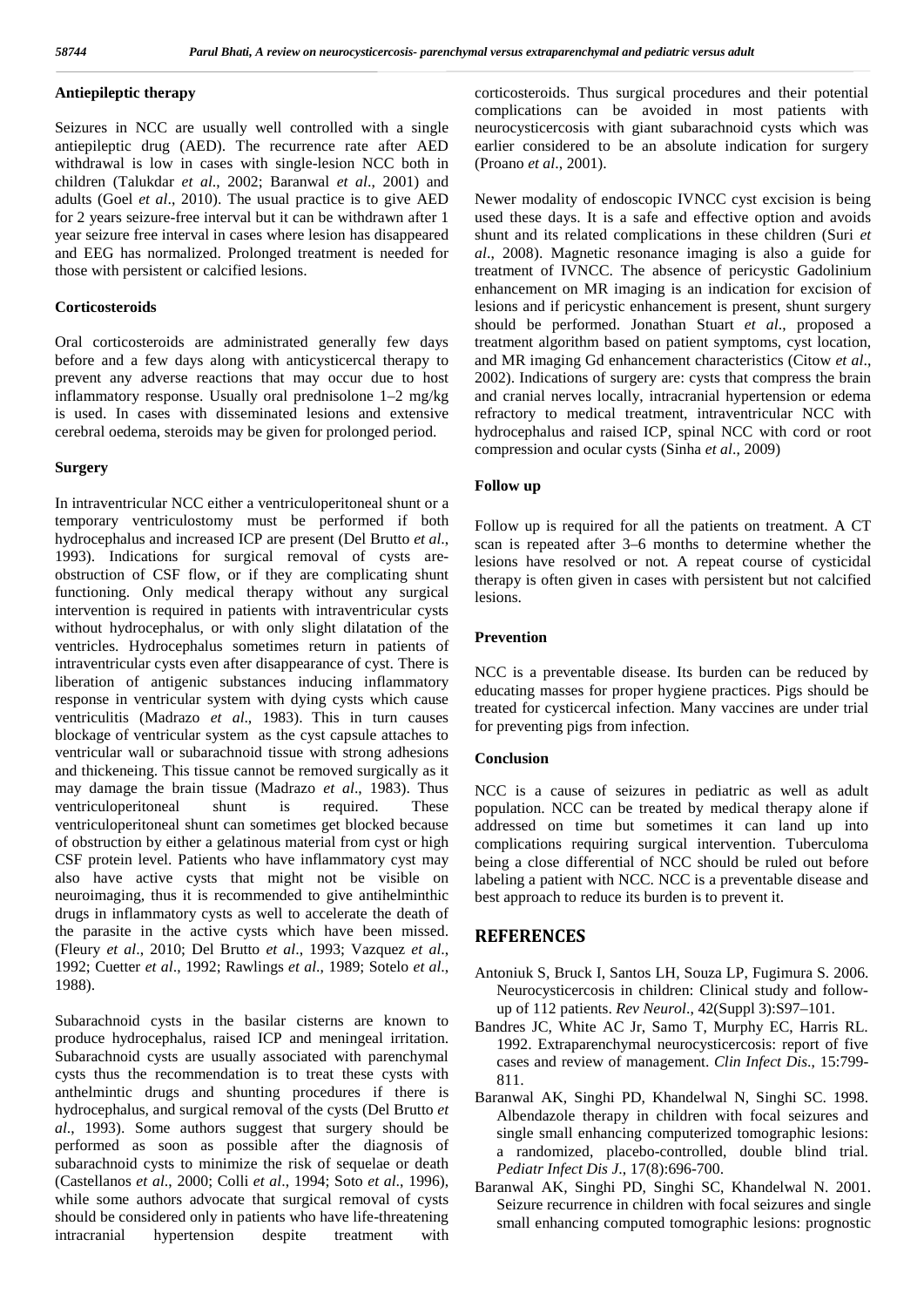### Antiepileptic therapy

Seizures in NCC are usually well controlled with a single antiepileptic drug (AED). The recurrence rate after AED withdrawal is low in cases with single-lesion NCC both in children (Talukdar *et al*., 2002; Baranwal *et al*., 2001) and adults (Goel *et al*., 2010). The usual practice is to give AED for 2 years seizure-free interval but it can be withdrawn after 1 year seizure free interval in cases where lesion has disappeared and EEG has normalized. Prolonged treatment is needed for those with persistent or calcified lesions.

### Corticosteroids

Oral corticosteroids are administrated generally few days before and a few days along with anticysticercal therapy to prevent any adverse reactions that may occur due to host inflammatory response. Usually oral prednisolone 1–2 mg/kg is used. In cases with disseminated lesions and extensive cerebral oedema, steroids may be given for prolonged period.

### Surgery

In intraventricular NCC either a ventriculoperitoneal shunt or a temporary ventriculostomy must be performed if both hydrocephalus and increased ICP are present (Del Brutto *et al*., 1993). Indications for surgical removal of cysts are- obstruction of CSF flow, or if they are complicating shunt functioning. Only medical therapy without any surgical intervention is required in patients with intraventricular cysts without hydrocephalus, or with only slight dilatation of the ventricles. Hydrocephalus sometimes return in patients of intraventricular cysts even after disappearance of cyst. There is liberation of antigenic substances inducing inflammatory response in ventricular system with dying cysts which cause ventriculitis (Madrazo *et al*., 1983). This in turn causes blockage of ventricular system as the cyst capsule attaches to ventricular wall or subarachnoid tissue with strong adhesions and thickeneing. This tissue cannot be removed surgically as it may damage the brain tissue (Madrazo *et al*., 1983). Thus ventriculoperitoneal shunt is required. These ventriculoperitoneal shunt can sometimes get blocked because of obstruction by either a gelatinous material from cyst or high CSF protein level. Patients who have inflammatory cyst may also have active cysts that might not be visible on neuroimaging, thus it is recommended to give antihelminthic drugs in inflammatory cysts as well to accelerate the death of the parasite in the active cysts which have been missed. (Fleury *et al*., 2010; Del Brutto *et al*., 1993; Vazquez *et al*., 1992; Cuetter *et al*., 1992; Rawlings *et al*., 1989; Sotelo *et al*., 1988).

Subarachnoid cysts in the basilar cisterns are known to produce hydrocephalus, raised ICP and meningeal irritation. Subarachnoid cysts are usually associated with parenchymal cysts thus the recommendation is to treat these cysts with anthelmintic drugs and shunting procedures if there is hydrocephalus, and surgical removal of the cysts (Del Brutto *et al*., 1993). Some authors suggest that surgery should be performed as soon as possible after the diagnosis of subarachnoid cysts to minimize the risk of sequelae or death (Castellanos *et al*., 2000; Colli *et al*., 1994; Soto *et al*., 1996), while some authors advocate that surgical removal of cysts should be considered only in patients who have life-threatening intracranial hypertension despite treatment with corticosteroids. Thus surgical procedures and their potential complications can be avoided in most patients with neurocysticercosis with giant subarachnoid cysts which was earlier considered to be an absolute indication for surgery (Proano *et al*., 2001).

Newer modality of endoscopic IVNCC cyst excision is being used these days. It is a safe and effective option and avoids shunt and its related complications in these children (Suri *et al*., 2008). Magnetic resonance imaging is also a guide for treatment of IVNCC. The absence of pericystic Gadolinium enhancement on MR imaging is an indication for excision of lesions and if pericystic enhancement is present, shunt surgery should be performed. Jonathan Stuart *et al*., proposed a treatment algorithm based on patient symptoms, cyst location, and MR imaging Gd enhancement characteristics (Citow *et al*., 2002). Indications of surgery are: cysts that compress the brain and cranial nerves locally, intracranial hypertension or edema refractory to medical treatment, intraventricular NCC with hydrocephalus and raised ICP, spinal NCC with cord or root compression and ocular cysts (Sinha *et al*., 2009)

### Follow up

Follow up is required for all the patients on treatment. A CT scan is repeated after 3–6 months to determine whether the lesions have resolved or not. A repeat course of cysticidal therapy is often given in cases with persistent but not calcified lesions.

### Prevention

NCC is a preventable disease. Its burden can be reduced by educating masses for proper hygiene practices. Pigs should be treated for cysticercal infection. Many vaccines are under trial for preventing pigs from infection.

### Conclusion

NCC is a cause of seizures in pediatric as well as adult population. NCC can be treated by medical therapy alone if addressed on time but sometimes it can land up into complications requiring surgical intervention. Tuberculoma being a close differential of NCC should be ruled out before labeling a patient with NCC. NCC is a preventable disease and best approach to reduce its burden is to prevent it.

## REFERENCES

- Antoniuk S, Bruck I, Santos LH, Souza LP, Fugimura S. 2006. Neurocysticercosis in children: Clinical study and follow-up of 112 patients. *Rev Neurol*., 42(Suppl 3):S97–101.
- Bandres JC, White AC Jr, Samo T, Murphy EC, Harris RL. 1992. Extraparenchymal neurocysticercosis: report of five cases and review of management. *Clin Infect Dis*., 15:799-811.
- Baranwal AK, Singhi PD, Khandelwal N, Singhi SC. 1998. Albendazole therapy in children with focal seizures and single small enhancing computerized tomographic lesions: a randomized, placebo-controlled, double blind trial. *Pediatr Infect Dis J*., 17(8):696-700.
- Baranwal AK, Singhi PD, Singhi SC, Khandelwal N. 2001. Seizure recurrence in children with focal seizures and single small enhancing computed tomographic lesions: prognostic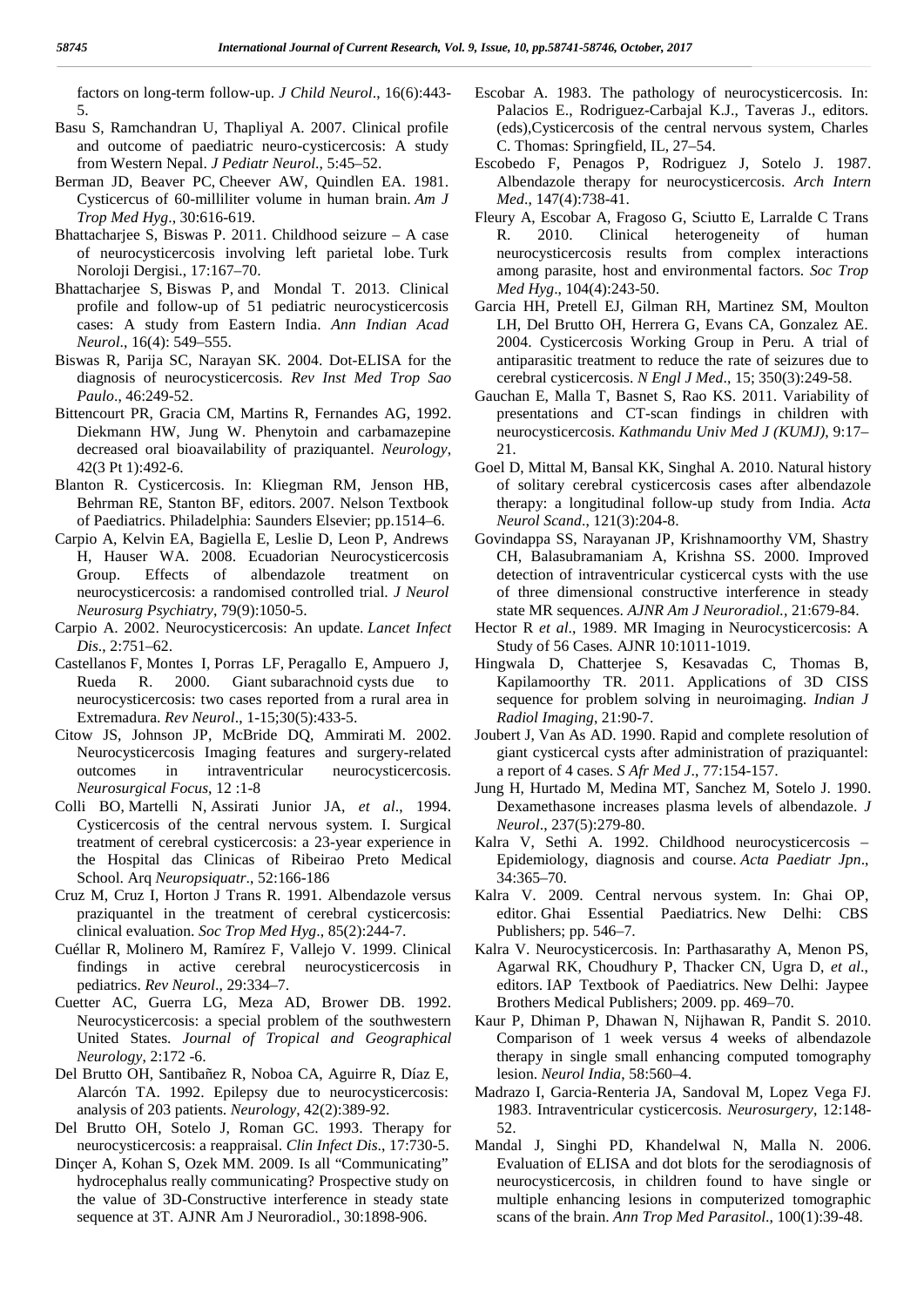factors on long-term follow-up. *J Child Neurol*., 16(6):443-5.

Basu S, Ramchandran U, Thapliyal A. 2007. Clinical profile and outcome of paediatric neuro-cysticercosis: A study from Western Nepal. *J Pediatr Neurol*., 5:45–52.

Berman JD, Beaver PC, Cheever AW, Quindlen EA. 1981. Cysticercus of 60-milliliter volume in human brain. *Am J Trop Med Hyg*., 30:616-619.

Bhattacharjee S, Biswas P. 2011. Childhood seizure – A case of neurocysticercosis involving left parietal lobe. Turk Noroloji Dergisi., 17:167–70.

Bhattacharjee S, Biswas P, and Mondal T. 2013. Clinical profile and follow-up of 51 pediatric neurocysticercosis cases: A study from Eastern India. *Ann Indian Acad Neurol*., 16(4): 549–555.

Biswas R, Parija SC, Narayan SK. 2004. Dot-ELISA for the diagnosis of neurocysticercosis. *Rev Inst Med Trop Sao Paulo*., 46:249-52.

Bittencourt PR, Gracia CM, Martins R, Fernandes AG, 1992. Diekmann HW, Jung W. Phenytoin and carbamazepine decreased oral bioavailability of praziquantel. *Neurology*, 42(3 Pt 1):492-6.

Blanton R. Cysticercosis. In: Kliegman RM, Jenson HB, Behrman RE, Stanton BF, editors. 2007. Nelson Textbook of Paediatrics. Philadelphia: Saunders Elsevier; pp.1514–6.

Carpio A, Kelvin EA, Bagiella E, Leslie D, Leon P, Andrews H, Hauser WA. 2008. Ecuadorian Neurocysticercosis Group. Effects of albendazole treatment on neurocysticercosis: a randomised controlled trial. *J Neurol Neurosurg Psychiatry*, 79(9):1050-5.

Carpio A. 2002. Neurocysticercosis: An update. *Lancet Infect Dis*., 2:751–62.

Castellanos F, Montes I, Porras LF, Peragallo E, Ampuero J, Rueda R. 2000. Giant subarachnoid cysts due to neurocysticercosis: two cases reported from a rural area in Extremadura. *Rev Neurol*., 1-15;30(5):433-5.

Citow JS, Johnson JP, McBride DQ, Ammirati M. 2002. Neurocysticercosis Imaging features and surgery-related outcomes in intraventricular neurocysticercosis. *Neurosurgical Focus*, 12 :1-8

Colli BO, Martelli N, Assirati Junior JA, *et al*., 1994. Cysticercosis of the central nervous system. I. Surgical treatment of cerebral cysticercosis: a 23-year experience in the Hospital das Clinicas of Ribeirao Preto Medical School. Arq *Neuropsiquatr*., 52:166-186

Cruz M, Cruz I, Horton J Trans R. 1991. Albendazole versus praziquantel in the treatment of cerebral cysticercosis: clinical evaluation. *Soc Trop Med Hyg*., 85(2):244-7.

Cuéllar R, Molinero M, Ramírez F, Vallejo V. 1999. Clinical findings in active cerebral neurocysticercosis in pediatrics. *Rev Neurol*., 29:334–7.

Cuetter AC, Guerra LG, Meza AD, Brower DB. 1992. Neurocysticercosis: a special problem of the southwestern United States. *Journal of Tropical and Geographical Neurology*, 2:172 -6.

Del Brutto OH, Santibañez R, Noboa CA, Aguirre R, Díaz E, Alarcón TA. 1992. Epilepsy due to neurocysticercosis: analysis of 203 patients. *Neurology*, 42(2):389-92.

Del Brutto OH, Sotelo J, Roman GC. 1993. Therapy for neurocysticercosis: a reappraisal. *Clin Infect Dis*., 17:730-5.

Dinçer A, Kohan S, Ozek MM. 2009. Is all "Communicating" hydrocephalus really communicating? Prospective study on the value of 3D-Constructive interference in steady state sequence at 3T. AJNR Am J Neuroradiol., 30:1898-906.

Escobar A. 1983. The pathology of neurocysticercosis. In: Palacios E., Rodriguez-Carbajal K.J., Taveras J., editors. (eds),Cysticercosis of the central nervous system, Charles C. Thomas: Springfield, IL, 27–54.

Escobedo F, Penagos P, Rodriguez J, Sotelo J. 1987. Albendazole therapy for neurocysticercosis. *Arch Intern Med*., 147(4):738-41.

Fleury A, Escobar A, Fragoso G, Sciutto E, Larralde C Trans R. 2010. Clinical heterogeneity of human neurocysticercosis results from complex interactions among parasite, host and environmental factors. *Soc Trop Med Hyg*., 104(4):243-50.

Garcia HH, Pretell EJ, Gilman RH, Martinez SM, Moulton LH, Del Brutto OH, Herrera G, Evans CA, Gonzalez AE. 2004. Cysticercosis Working Group in Peru. A trial of antiparasitic treatment to reduce the rate of seizures due to cerebral cysticercosis. *N Engl J Med*., 15; 350(3):249-58.

Gauchan E, Malla T, Basnet S, Rao KS. 2011. Variability of presentations and CT-scan findings in children with neurocysticercosis. *Kathmandu Univ Med J (KUMJ)*, 9:17–21.

Goel D, Mittal M, Bansal KK, Singhal A. 2010. Natural history of solitary cerebral cysticercosis cases after albendazole therapy: a longitudinal follow-up study from India. *Acta Neurol Scand*., 121(3):204-8.

Govindappa SS, Narayanan JP, Krishnamoorthy VM, Shastry CH, Balasubramaniam A, Krishna SS. 2000. Improved detection of intraventricular cysticercal cysts with the use of three dimensional constructive interference in steady state MR sequences. *AJNR Am J Neuroradiol.*, 21:679-84.

Hector R *et al*., 1989. MR Imaging in Neurocysticercosis: A Study of 56 Cases. AJNR 10:1011-1019.

Hingwala D, Chatterjee S, Kesavadas C, Thomas B, Kapilamoorthy TR. 2011. Applications of 3D CISS sequence for problem solving in neuroimaging. *Indian J Radiol Imaging*, 21:90-7.

Joubert J, Van As AD. 1990. Rapid and complete resolution of giant cysticercal cysts after administration of praziquantel: a report of 4 cases. *S Afr Med J*., 77:154-157.

Jung H, Hurtado M, Medina MT, Sanchez M, Sotelo J. 1990. Dexamethasone increases plasma levels of albendazole. *J Neurol*., 237(5):279-80.

Kalra V, Sethi A. 1992. Childhood neurocysticercosis – Epidemiology, diagnosis and course. *Acta Paediatr Jpn*., 34:365–70.

Kalra V. 2009. Central nervous system. In: Ghai OP, editor. Ghai Essential Paediatrics. New Delhi: CBS Publishers; pp. 546–7.

Kalra V. Neurocysticercosis. In: Parthasarathy A, Menon PS, Agarwal RK, Choudhury P, Thacker CN, Ugra D, *et al*., editors. IAP Textbook of Paediatrics. New Delhi: Jaypee Brothers Medical Publishers; 2009. pp. 469–70.

Kaur P, Dhiman P, Dhawan N, Nijhawan R, Pandit S. 2010. Comparison of 1 week versus 4 weeks of albendazole therapy in single small enhancing computed tomography lesion. *Neurol India*, 58:560–4.

Madrazo I, Garcia-Renteria JA, Sandoval M, Lopez Vega FJ. 1983. Intraventricular cysticercosis. *Neurosurgery*, 12:148-52.

Mandal J, Singhi PD, Khandelwal N, Malla N. 2006. Evaluation of ELISA and dot blots for the serodiagnosis of neurocysticercosis, in children found to have single or multiple enhancing lesions in computerized tomographic scans of the brain. *Ann Trop Med Parasitol*., 100(1):39-48.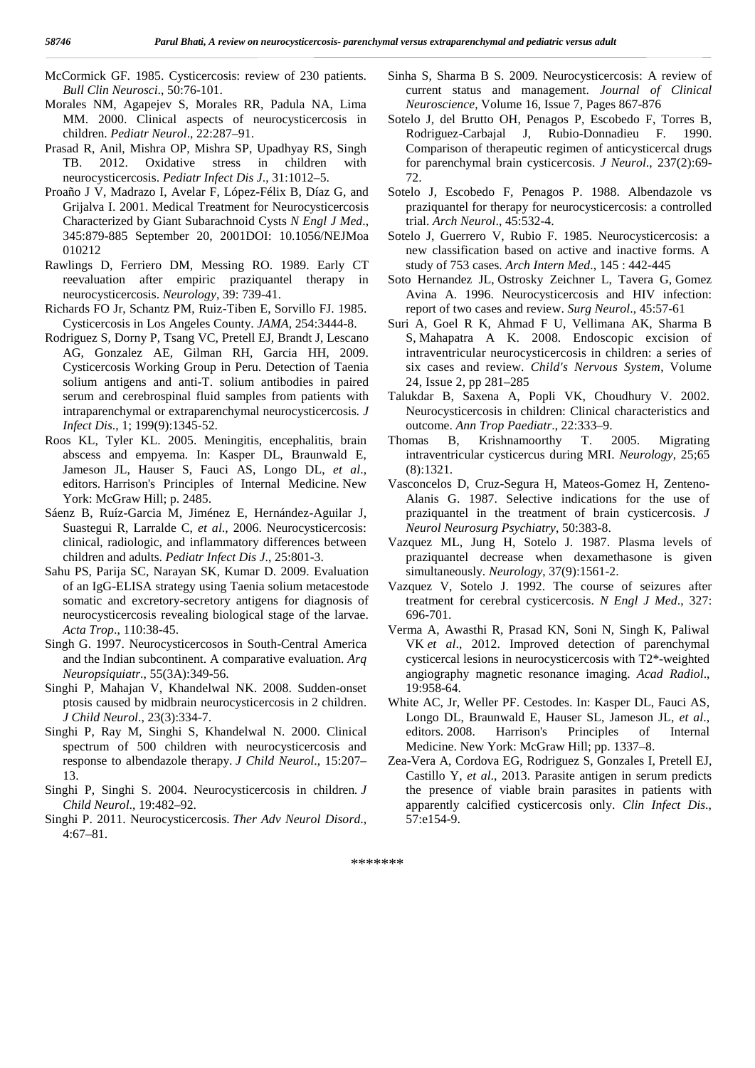McCormick GF. 1985. Cysticercosis: review of 230 patients. *Bull Clin Neurosci*., 50:76-101.

Morales NM, Agapejev S, Morales RR, Padula NA, Lima MM. 2000. Clinical aspects of neurocysticercosis in children. *Pediatr Neurol*., 22:287–91.

Prasad R, Anil, Mishra OP, Mishra SP, Upadhyay RS, Singh TB. 2012. Oxidative stress in children with neurocysticercosis. *Pediatr Infect Dis J*., 31:1012–5.

Proaño J V, Madrazo I, Avelar F, López-Félix B, Díaz G, and Grijalva I. 2001. Medical Treatment for Neurocysticercosis Characterized by Giant Subarachnoid Cysts *N Engl J Med*., 345:879-885 September 20, 2001DOI: 10.1056/NEJMoa 010212

Rawlings D, Ferriero DM, Messing RO. 1989. Early CT reevaluation after empiric praziquantel therapy in neurocysticercosis. *Neurology*, 39: 739-41.

Richards FO Jr, Schantz PM, Ruiz-Tiben E, Sorvillo FJ. 1985. Cysticercosis in Los Angeles County. *JAMA*, 254:3444-8.

Rodriguez S, Dorny P, Tsang VC, Pretell EJ, Brandt J, Lescano AG, Gonzalez AE, Gilman RH, Garcia HH, 2009. Cysticercosis Working Group in Peru. Detection of Taenia solium antigens and anti-T. solium antibodies in paired serum and cerebrospinal fluid samples from patients with intraparenchymal or extraparenchymal neurocysticercosis. *J Infect Dis*., 1; 199(9):1345-52.

Roos KL, Tyler KL. 2005. Meningitis, encephalitis, brain abscess and empyema. In: Kasper DL, Braunwald E, Jameson JL, Hauser S, Fauci AS, Longo DL, *et al*., editors. Harrison's Principles of Internal Medicine. New York: McGraw Hill; p. 2485.

Sáenz B, Ruíz-Garcia M, Jiménez E, Hernández-Aguilar J, Suastegui R, Larralde C, *et al*., 2006. Neurocysticercosis: clinical, radiologic, and inflammatory differences between children and adults. *Pediatr Infect Dis J*., 25:801-3.

Sahu PS, Parija SC, Narayan SK, Kumar D. 2009. Evaluation of an IgG-ELISA strategy using Taenia solium metacestode somatic and excretory-secretory antigens for diagnosis of neurocysticercosis revealing biological stage of the larvae. *Acta Trop*., 110:38-45.

Singh G. 1997. Neurocysticercosos in South-Central America and the Indian subcontinent. A comparative evaluation. *Arq Neuropsiquiatr*., 55(3A):349-56.

Singhi P, Mahajan V, Khandelwal NK. 2008. Sudden-onset ptosis caused by midbrain neurocysticercosis in 2 children. *J Child Neurol*., 23(3):334-7.

Singhi P, Ray M, Singhi S, Khandelwal N. 2000. Clinical spectrum of 500 children with neurocysticercosis and response to albendazole therapy. *J Child Neurol*., 15:207–13.

Singhi P, Singhi S. 2004. Neurocysticercosis in children. *J Child Neurol*., 19:482–92.

Singhi P. 2011. Neurocysticercosis. *Ther Adv Neurol Disord*., 4:67–81.

Sinha S, Sharma B S. 2009. Neurocysticercosis: A review of current status and management. *Journal of Clinical Neuroscience*, Volume 16, Issue 7, Pages 867-876

Sotelo J, del Brutto OH, Penagos P, Escobedo F, Torres B, Rodriguez-Carbajal J, Rubio-Donnadieu F. 1990. Comparison of therapeutic regimen of anticysticercal drugs for parenchymal brain cysticercosis. *J Neurol*., 237(2):69-72.

Sotelo J, Escobedo F, Penagos P. 1988. Albendazole vs praziquantel for therapy for neurocysticercosis: a controlled trial. *Arch Neurol*., 45:532-4.

Sotelo J, Guerrero V, Rubio F. 1985. Neurocysticercosis: a new classification based on active and inactive forms. A study of 753 cases. *Arch Intern Med*., 145 : 442-445

Soto Hernandez JL, Ostrosky Zeichner L, Tavera G, Gomez Avina A. 1996. Neurocysticercosis and HIV infection: report of two cases and review. *Surg Neurol*., 45:57-61

Suri A, Goel R K, Ahmad F U, Vellimana AK, Sharma B S, Mahapatra A K. 2008. Endoscopic excision of intraventricular neurocysticercosis in children: a series of six cases and review. *Child's Nervous System*, Volume 24, Issue 2, pp 281–285

Talukdar B, Saxena A, Popli VK, Choudhury V. 2002. Neurocysticercosis in children: Clinical characteristics and outcome. *Ann Trop Paediatr*., 22:333–9.

Thomas B, Krishnamoorthy T. 2005. Migrating intraventricular cysticercus during MRI. *Neurology*, 25;65 (8):1321.

Vasconcelos D, Cruz-Segura H, Mateos-Gomez H, Zenteno-Alanis G. 1987. Selective indications for the use of praziquantel in the treatment of brain cysticercosis. *J Neurol Neurosurg Psychiatry*, 50:383-8.

Vazquez ML, Jung H, Sotelo J. 1987. Plasma levels of praziquantel decrease when dexamethasone is given simultaneously. *Neurology*, 37(9):1561-2.

Vazquez V, Sotelo J. 1992. The course of seizures after treatment for cerebral cysticercosis. *N Engl J Med*., 327: 696-701.

Verma A, Awasthi R, Prasad KN, Soni N, Singh K, Paliwal VK *et al*., 2012. Improved detection of parenchymal cysticercal lesions in neurocysticercosis with T2*-weighted angiography magnetic resonance imaging. *Acad Radiol*., 19:958-64.

White AC, Jr, Weller PF. Cestodes. In: Kasper DL, Fauci AS, Longo DL, Braunwald E, Hauser SL, Jameson JL, *et al*., editors. 2008. Harrison's Principles of Internal Medicine. New York: McGraw Hill; pp. 1337–8.

Zea-Vera A, Cordova EG, Rodriguez S, Gonzales I, Pretell EJ, Castillo Y, *et al*., 2013. Parasite antigen in serum predicts the presence of viable brain parasites in patients with apparently calcified cysticercosis only. *Clin Infect Dis*., 57:e154-9.

*******